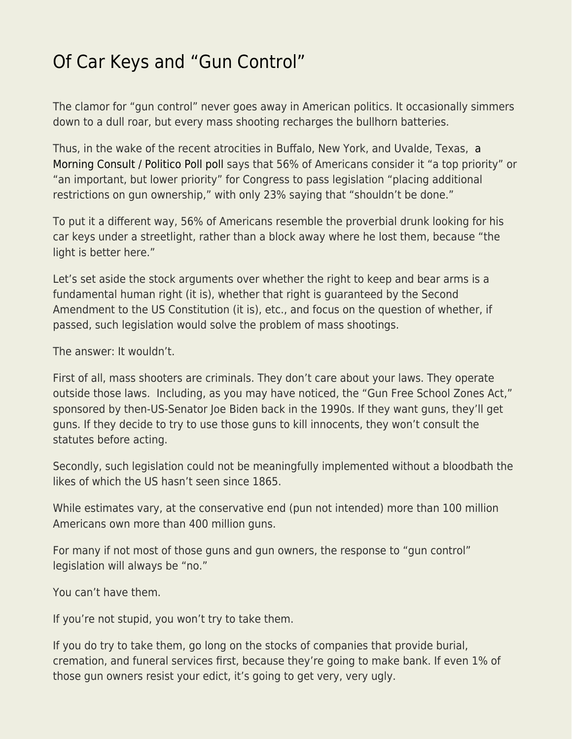# Of Car Keys and "Gun Control"

The clamor for "gun control" never goes away in American politics. It occasionally simmers down to a dull roar, but every mass shooting recharges the bullhorn batteries.

Thus, in the wake of the recent atrocities in Buffalo, New York, and Uvalde, Texas, a Morning Consult / Politico Poll poll says that 56% of Americans consider it "a top priority" or "an important, but lower priority" for Congress to pass legislation "placing additional restrictions on gun ownership," with only 23% saying that "shouldn't be done."

To put it a different way, 56% of Americans resemble the proverbial drunk looking for his car keys under a streetlight, rather than a block away where he lost them, because "the light is better here."

Let's set aside the stock arguments over whether the right to keep and bear arms is a fundamental human right (it is), whether that right is guaranteed by the Second Amendment to the US Constitution (it is), etc., and focus on the question of whether, if passed, such legislation would solve the problem of mass shootings.

The answer: It wouldn't.

First of all, mass shooters are criminals. They don't care about your laws. They operate outside those laws. Including, as you may have noticed, the "Gun Free School Zones Act," sponsored by then-US-Senator Joe Biden back in the 1990s. If they want guns, they'll get guns. If they decide to try to use those guns to kill innocents, they won't consult the statutes before acting.

Secondly, such legislation could not be meaningfully implemented without a bloodbath the likes of which the US hasn't seen since 1865.

While estimates vary, at the conservative end (pun not intended) more than 100 million Americans own more than 400 million guns.

For many if not most of those guns and gun owners, the response to "gun control" legislation will always be "no."

You can't have them.

If you're not stupid, you won't try to take them.

If you do try to take them, go long on the stocks of companies that provide burial, cremation, and funeral services first, because they're going to make bank. If even 1% of those gun owners resist your edict, it's going to get very, very ugly.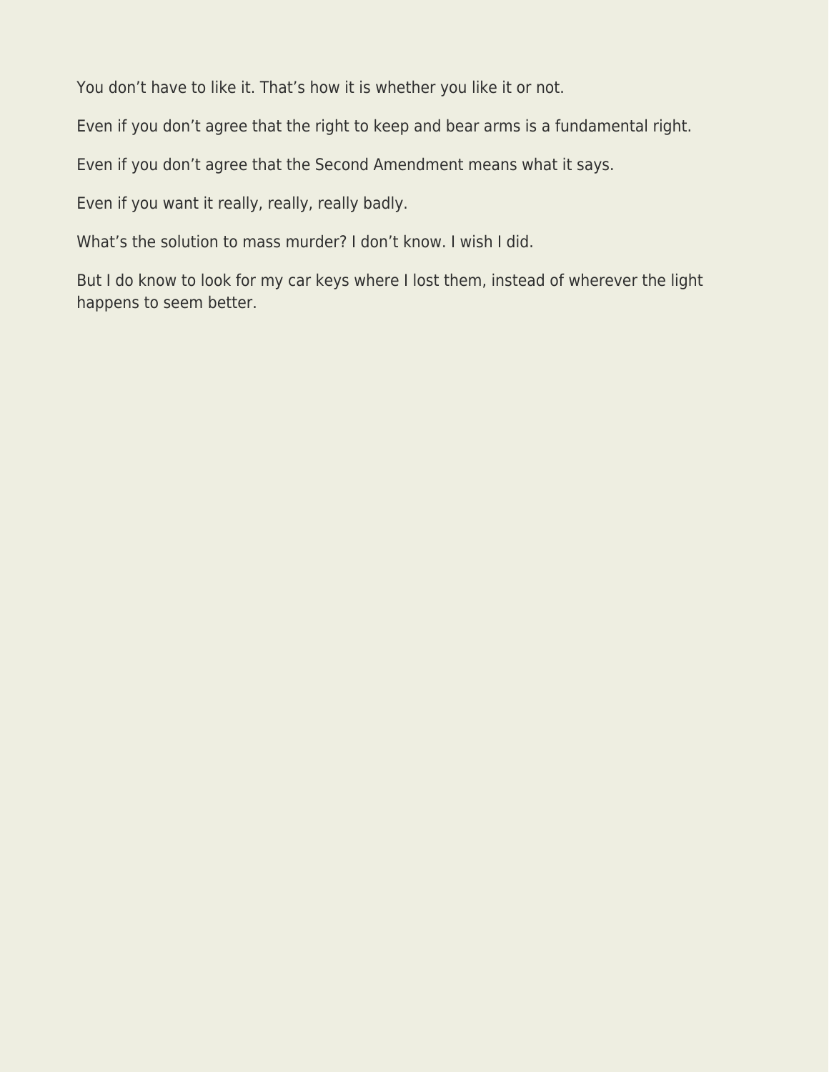You don’t have to like it. That’s how it is whether you like it or not.

Even if you don’t agree that the right to keep and bear arms is a fundamental right.

Even if you don’t agree that the Second Amendment means what it says.

Even if you want it really, really, really badly.

What’s the solution to mass murder? I don’t know. I wish I did.

But I do know to look for my car keys where I lost them, instead of wherever the light happens to seem better.